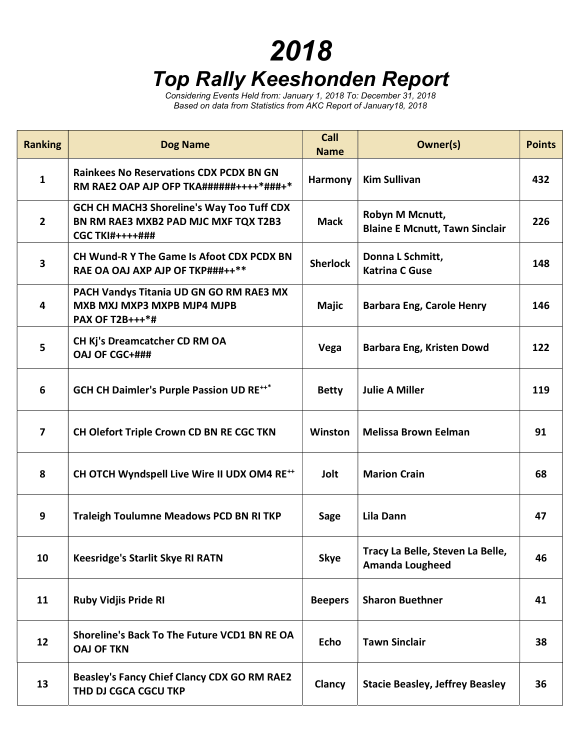# 2018

# Top Rally Keeshonden Report

*Considering Events Held from: January 1, 2018 To: December 31, 2018*
*Based on data from Statistics from AKC Report of January18, 2018*

| Ranking | Dog Name | Call Name | Owner(s) | Points |
|---|---|---|---|---|
| 1 | Rainkees No Reservations CDX PCDX BN GN RM RAE2 OAP AJP OFP TKA######++++*###+* | Harmony | Kim Sullivan | 432 |
| 2 | GCH CH MACH3 Shoreline's Way Too Tuff CDX BN RM RAE3 MXB2 PAD MJC MXF TQX T2B3 CGC TKI#++++### | Mack | Robyn M Mcnutt, Blaine E Mcnutt, Tawn Sinclair | 226 |
| 3 | CH Wund-R Y The Game Is Afoot CDX PCDX BN RAE OA OAJ AXP AJP OF TKP###++** | Sherlock | Donna L Schmitt, Katrina C Guse | 148 |
| 4 | PACH Vandys Titania UD GN GO RM RAE3 MX MXB MXJ MXP3 MXPB MJP4 MJPB PAX OF T2B+++*# | Majic | Barbara Eng, Carole Henry | 146 |
| 5 | CH Kj's Dreamcatcher CD RM OA OAJ OF CGC+### | Vega | Barbara Eng, Kristen Dowd | 122 |
| 6 | GCH CH Daimler's Purple Passion UD RE++* | Betty | Julie A Miller | 119 |
| 7 | CH Olefort Triple Crown CD BN RE CGC TKN | Winston | Melissa Brown Eelman | 91 |
| 8 | CH OTCH Wyndspell Live Wire II UDX OM4 RE++ | Jolt | Marion Crain | 68 |
| 9 | Traleigh Toulumne Meadows PCD BN RI TKP | Sage | Lila Dann | 47 |
| 10 | Keesridge's Starlit Skye RI RATN | Skye | Tracy La Belle, Steven La Belle, Amanda Lougheed | 46 |
| 11 | Ruby Vidjis Pride RI | Beepers | Sharon Buethner | 41 |
| 12 | Shoreline's Back To The Future VCD1 BN RE OA OAJ OF TKN | Echo | Tawn Sinclair | 38 |
| 13 | Beasley's Fancy Chief Clancy CDX GO RM RAE2 THD DJ CGCA CGCU TKP | Clancy | Stacie Beasley, Jeffrey Beasley | 36 |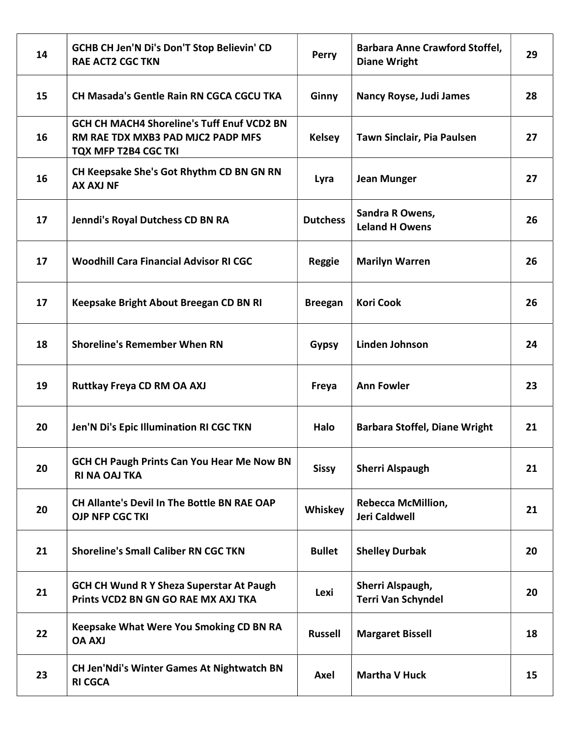| | | | | |
|---|---|---|---|---|
| **14** | **GCHB CH Jen'N Di's Don'T Stop Believin' CD RAE ACT2 CGC TKN** | **Perry** | **Barbara Anne Crawford Stoffel, Diane Wright** | **29** |
| **15** | **CH Masada's Gentle Rain RN CGCA CGCU TKA** | **Ginny** | **Nancy Royse, Judi James** | **28** |
| **16** | **GCH CH MACH4 Shoreline's Tuff Enuf VCD2 BN RM RAE TDX MXB3 PAD MJC2 PADP MFS TQX MFP T2B4 CGC TKI** | **Kelsey** | **Tawn Sinclair, Pia Paulsen** | **27** |
| **16** | **CH Keepsake She's Got Rhythm CD BN GN RN AX AXJ NF** | **Lyra** | **Jean Munger** | **27** |
| **17** | **Jenndi's Royal Dutchess CD BN RA** | **Dutchess** | **Sandra R Owens, Leland H Owens** | **26** |
| **17** | **Woodhill Cara Financial Advisor RI CGC** | **Reggie** | **Marilyn Warren** | **26** |
| **17** | **Keepsake Bright About Breegan CD BN RI** | **Breegan** | **Kori Cook** | **26** |
| **18** | **Shoreline's Remember When RN** | **Gypsy** | **Linden Johnson** | **24** |
| **19** | **Ruttkay Freya CD RM OA AXJ** | **Freya** | **Ann Fowler** | **23** |
| **20** | **Jen'N Di's Epic Illumination RI CGC TKN** | **Halo** | **Barbara Stoffel, Diane Wright** | **21** |
| **20** | **GCH CH Paugh Prints Can You Hear Me Now BN RI NA OAJ TKA** | **Sissy** | **Sherri Alspaugh** | **21** |
| **20** | **CH Allante's Devil In The Bottle BN RAE OAP OJP NFP CGC TKI** | **Whiskey** | **Rebecca McMillion, Jeri Caldwell** | **21** |
| **21** | **Shoreline's Small Caliber RN CGC TKN** | **Bullet** | **Shelley Durbak** | **20** |
| **21** | **GCH CH Wund R Y Sheza Superstar At Paugh Prints VCD2 BN GN GO RAE MX AXJ TKA** | **Lexi** | **Sherri Alspaugh, Terri Van Schyndel** | **20** |
| **22** | **Keepsake What Were You Smoking CD BN RA OA AXJ** | **Russell** | **Margaret Bissell** | **18** |
| **23** | **CH Jen'Ndi's Winter Games At Nightwatch BN RI CGCA** | **Axel** | **Martha V Huck** | **15** |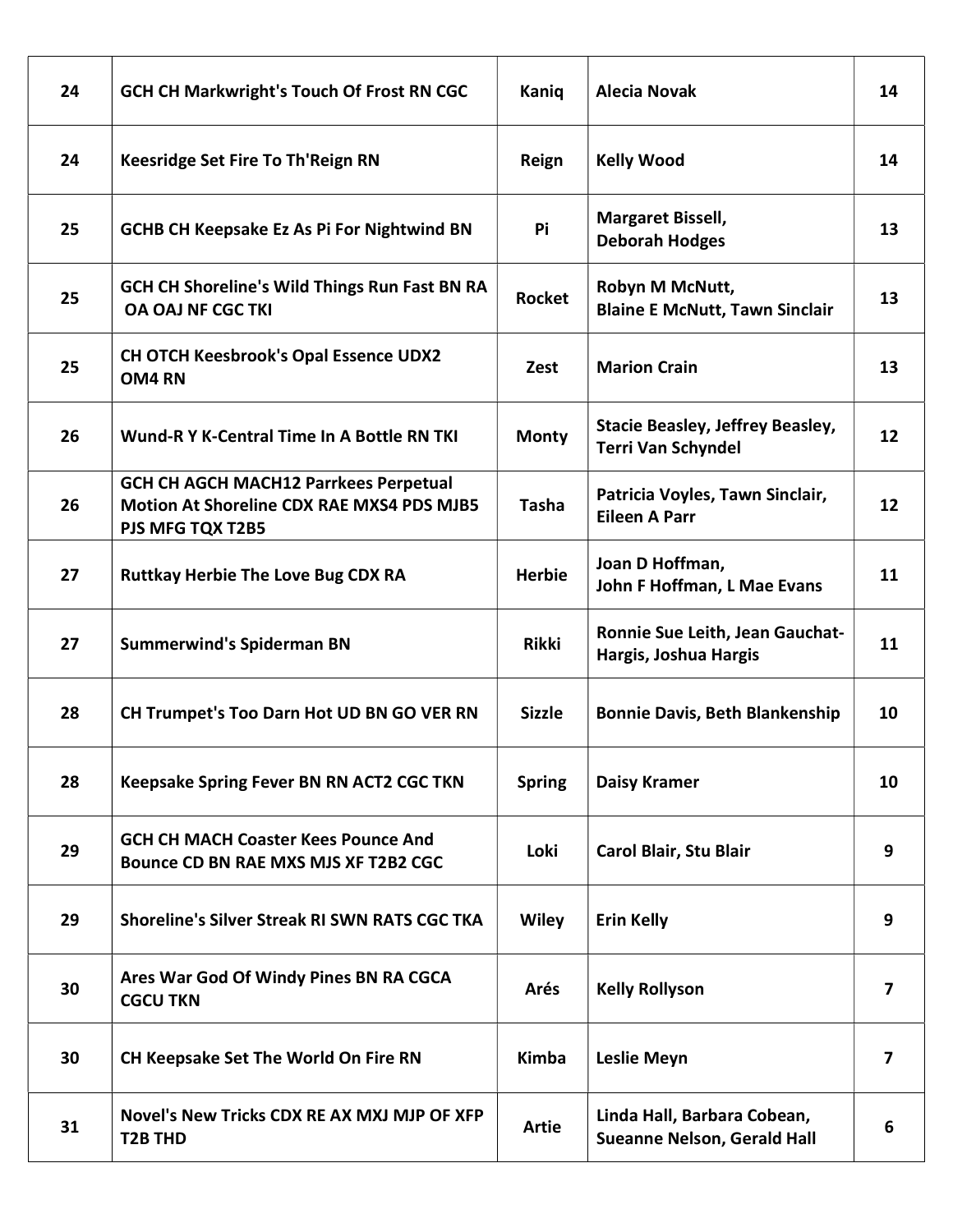| | | | | |
|---|---|---|---|---|
| 24 | GCH CH Markwright's Touch Of Frost RN CGC | Kaniq | Alecia Novak | 14 |
| 24 | Keesridge Set Fire To Th'Reign RN | Reign | Kelly Wood | 14 |
| 25 | GCHB CH Keepsake Ez As Pi For Nightwind BN | Pi | Margaret Bissell, Deborah Hodges | 13 |
| 25 | GCH CH Shoreline's Wild Things Run Fast BN RA OA OAJ NF CGC TKI | Rocket | Robyn M McNutt, Blaine E McNutt, Tawn Sinclair | 13 |
| 25 | CH OTCH Keesbrook's Opal Essence UDX2 OM4 RN | Zest | Marion Crain | 13 |
| 26 | Wund-R Y K-Central Time In A Bottle RN TKI | Monty | Stacie Beasley, Jeffrey Beasley, Terri Van Schyndel | 12 |
| 26 | GCH CH AGCH MACH12 Parrkees Perpetual Motion At Shoreline CDX RAE MXS4 PDS MJB5 PJS MFG TQX T2B5 | Tasha | Patricia Voyles, Tawn Sinclair, Eileen A Parr | 12 |
| 27 | Ruttkay Herbie The Love Bug CDX RA | Herbie | Joan D Hoffman, John F Hoffman, L Mae Evans | 11 |
| 27 | Summerwind's Spiderman BN | Rikki | Ronnie Sue Leith, Jean Gauchat-Hargis, Joshua Hargis | 11 |
| 28 | CH Trumpet's Too Darn Hot UD BN GO VER RN | Sizzle | Bonnie Davis, Beth Blankenship | 10 |
| 28 | Keepsake Spring Fever BN RN ACT2 CGC TKN | Spring | Daisy Kramer | 10 |
| 29 | GCH CH MACH Coaster Kees Pounce And Bounce CD BN RAE MXS MJS XF T2B2 CGC | Loki | Carol Blair, Stu Blair | 9 |
| 29 | Shoreline's Silver Streak RI SWN RATS CGC TKA | Wiley | Erin Kelly | 9 |
| 30 | Ares War God Of Windy Pines BN RA CGCA CGCU TKN | Arés | Kelly Rollyson | 7 |
| 30 | CH Keepsake Set The World On Fire RN | Kimba | Leslie Meyn | 7 |
| 31 | Novel's New Tricks CDX RE AX MXJ MJP OF XFP T2B THD | Artie | Linda Hall, Barbara Cobean, Sueanne Nelson, Gerald Hall | 6 |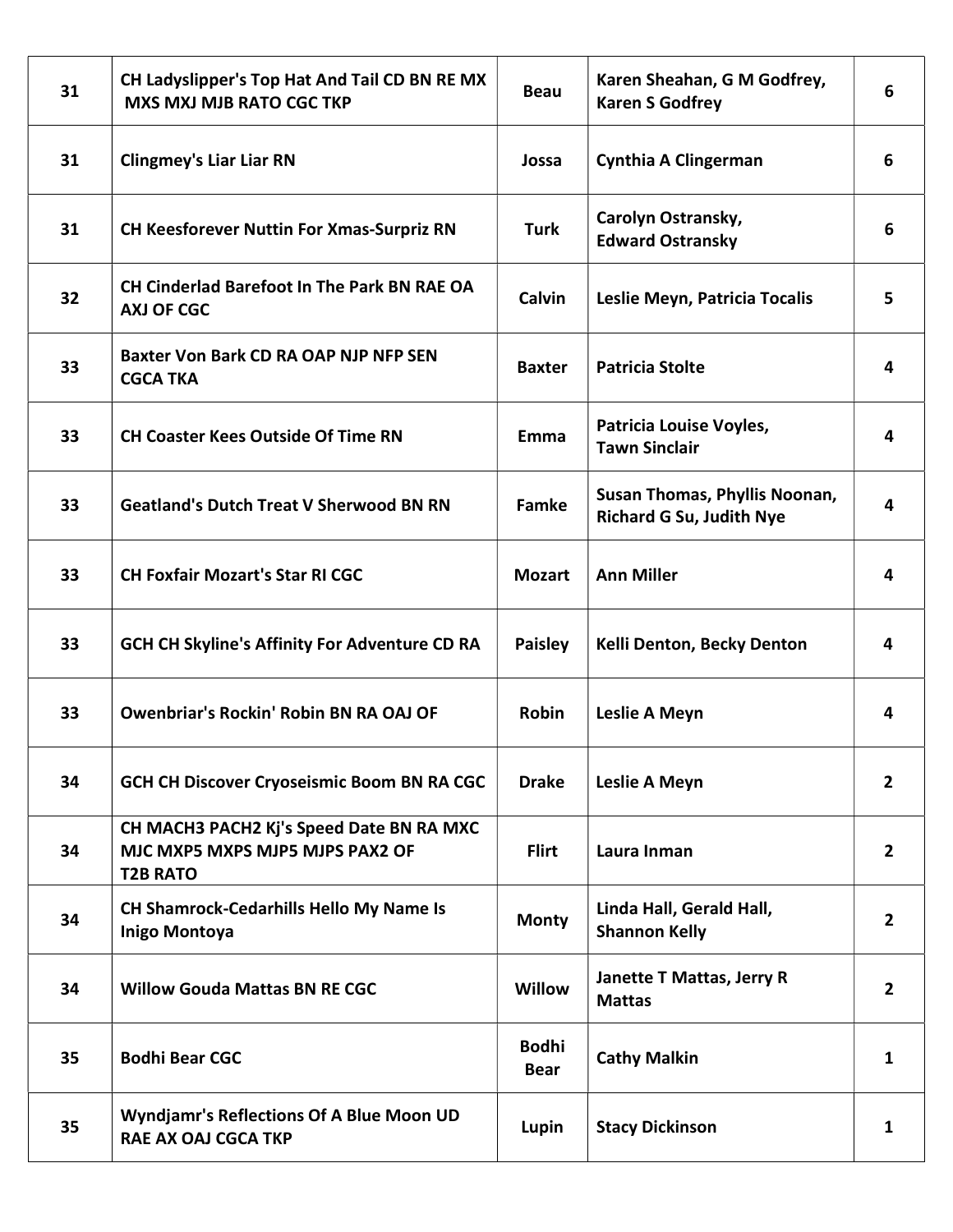| | | | | |
|---|---|---|---|---|
| 31 | CH Ladyslipper's Top Hat And Tail CD BN RE MX MXS MXJ MJB RATO CGC TKP | Beau | Karen Sheahan, G M Godfrey, Karen S Godfrey | 6 |
| 31 | Clingmey's Liar Liar RN | Jossa | Cynthia A Clingerman | 6 |
| 31 | CH Keesforever Nuttin For Xmas-Surpriz RN | Turk | Carolyn Ostransky, Edward Ostransky | 6 |
| 32 | CH Cinderlad Barefoot In The Park BN RAE OA AXJ OF CGC | Calvin | Leslie Meyn, Patricia Tocalis | 5 |
| 33 | Baxter Von Bark CD RA OAP NJP NFP SEN CGCA TKA | Baxter | Patricia Stolte | 4 |
| 33 | CH Coaster Kees Outside Of Time RN | Emma | Patricia Louise Voyles, Tawn Sinclair | 4 |
| 33 | Geatland's Dutch Treat V Sherwood BN RN | Famke | Susan Thomas, Phyllis Noonan, Richard G Su, Judith Nye | 4 |
| 33 | CH Foxfair Mozart's Star RI CGC | Mozart | Ann Miller | 4 |
| 33 | GCH CH Skyline's Affinity For Adventure CD RA | Paisley | Kelli Denton, Becky Denton | 4 |
| 33 | Owenbriar's Rockin' Robin BN RA OAJ OF | Robin | Leslie A Meyn | 4 |
| 34 | GCH CH Discover Cryoseismic Boom BN RA CGC | Drake | Leslie A Meyn | 2 |
| 34 | CH MACH3 PACH2 Kj's Speed Date BN RA MXC MJC MXP5 MXPS MJP5 MJPS PAX2 OF T2B RATO | Flirt | Laura Inman | 2 |
| 34 | CH Shamrock-Cedarhills Hello My Name Is Inigo Montoya | Monty | Linda Hall, Gerald Hall, Shannon Kelly | 2 |
| 34 | Willow Gouda Mattas BN RE CGC | Willow | Janette T Mattas, Jerry R Mattas | 2 |
| 35 | Bodhi Bear CGC | Bodhi Bear | Cathy Malkin | 1 |
| 35 | Wyndjamr's Reflections Of A Blue Moon UD RAE AX OAJ CGCA TKP | Lupin | Stacy Dickinson | 1 |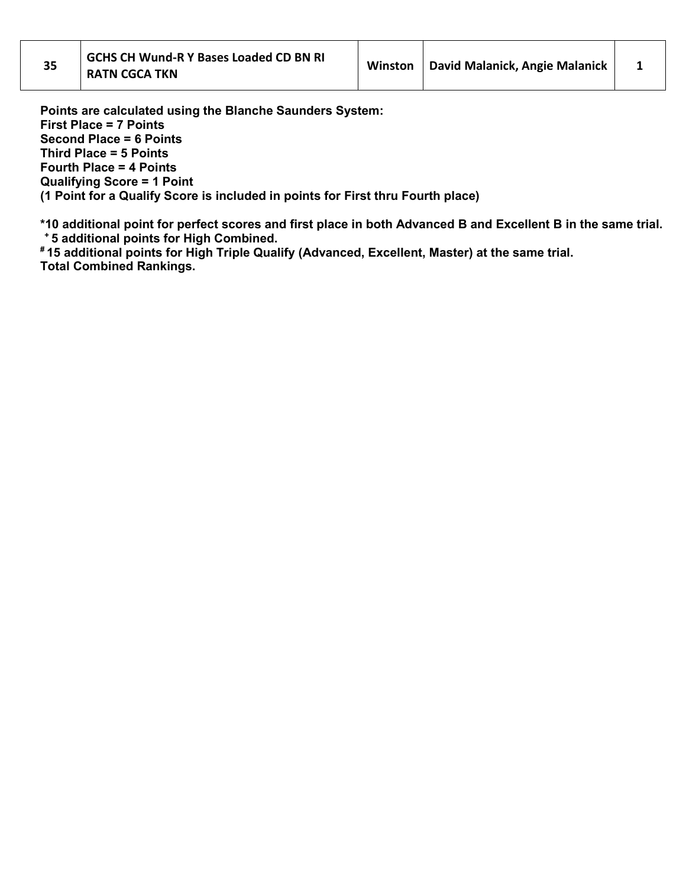| 35 | GCHS CH Wund-R Y Bases Loaded CD BN RI RATN CGCA TKN | Winston | David Malanick, Angie Malanick | 1 |
|---|---|---|---|---|

**Points are calculated using the Blanche Saunders System:**
**First Place = 7 Points**
**Second Place = 6 Points**
**Third Place = 5 Points**
**Fourth Place = 4 Points**
**Qualifying Score = 1 Point**
**(1 Point for a Qualify Score is included in points for First thru Fourth place)**

**\*10 additional point for perfect scores and first place in both Advanced B and Excellent B in the same trial.**
**+ 5 additional points for High Combined.**
**# 15 additional points for High Triple Qualify (Advanced, Excellent, Master) at the same trial.**
**Total Combined Rankings.**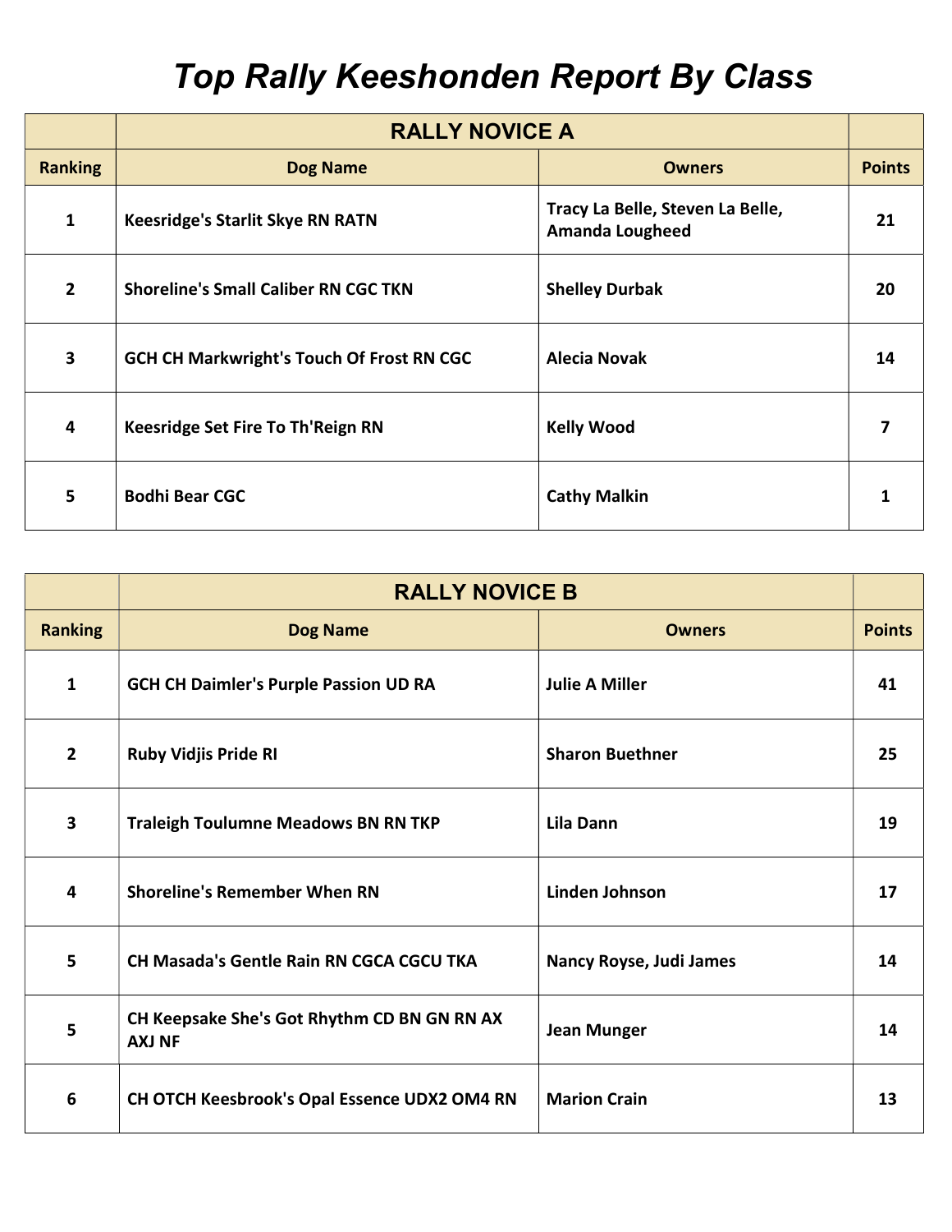# Top Rally Keeshonden Report By Class

| | RALLY NOVICE A | | |
|---|---|---|---|
| **Ranking** | **Dog Name** | **Owners** | **Points** |
| 1 | Keesridge's Starlit Skye RN RATN | Tracy La Belle, Steven La Belle, Amanda Lougheed | 21 |
| 2 | Shoreline's Small Caliber RN CGC TKN | Shelley Durbak | 20 |
| 3 | GCH CH Markwright's Touch Of Frost RN CGC | Alecia Novak | 14 |
| 4 | Keesridge Set Fire To Th'Reign RN | Kelly Wood | 7 |
| 5 | Bodhi Bear CGC | Cathy Malkin | 1 |

| | RALLY NOVICE B | | |
|---|---|---|---|
| **Ranking** | **Dog Name** | **Owners** | **Points** |
| 1 | GCH CH Daimler's Purple Passion UD RA | Julie A Miller | 41 |
| 2 | Ruby Vidjis Pride RI | Sharon Buethner | 25 |
| 3 | Traleigh Toulumne Meadows BN RN TKP | Lila Dann | 19 |
| 4 | Shoreline's Remember When RN | Linden Johnson | 17 |
| 5 | CH Masada's Gentle Rain RN CGCA CGCU TKA | Nancy Royse, Judi James | 14 |
| 5 | CH Keepsake She's Got Rhythm CD BN GN RN AX AXJ NF | Jean Munger | 14 |
| 6 | CH OTCH Keesbrook's Opal Essence UDX2 OM4 RN | Marion Crain | 13 |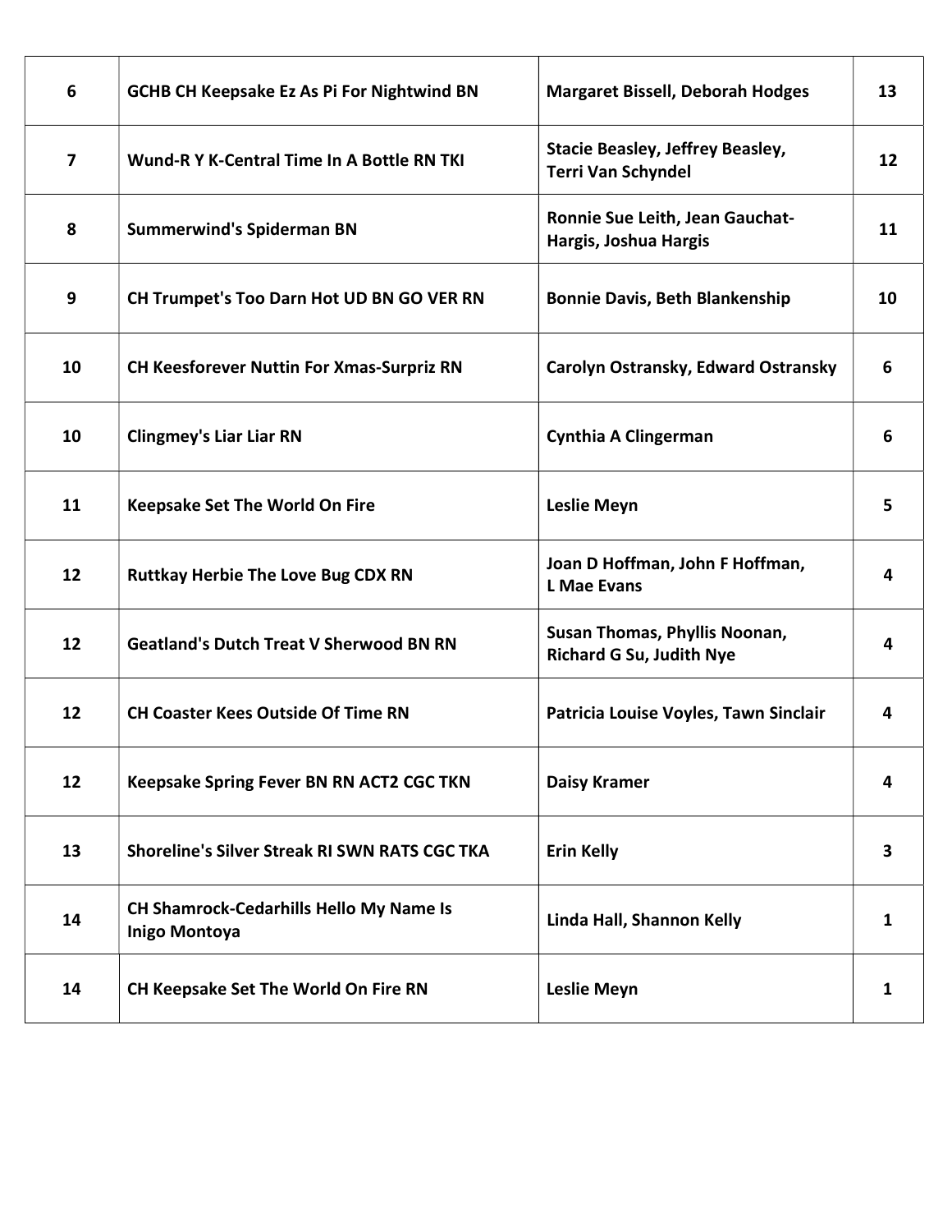| 6 | GCHB CH Keepsake Ez As Pi For Nightwind BN | Margaret Bissell, Deborah Hodges | 13 |
|---|---|---|---|
| 7 | Wund-R Y K-Central Time In A Bottle RN TKI | Stacie Beasley, Jeffrey Beasley, Terri Van Schyndel | 12 |
| 8 | Summerwind's Spiderman BN | Ronnie Sue Leith, Jean Gauchat-Hargis, Joshua Hargis | 11 |
| 9 | CH Trumpet's Too Darn Hot UD BN GO VER RN | Bonnie Davis, Beth Blankenship | 10 |
| 10 | CH Keesforever Nuttin For Xmas-Surpriz RN | Carolyn Ostransky, Edward Ostransky | 6 |
| 10 | Clingmey's Liar Liar RN | Cynthia A Clingerman | 6 |
| 11 | Keepsake Set The World On Fire | Leslie Meyn | 5 |
| 12 | Ruttkay Herbie The Love Bug CDX RN | Joan D Hoffman, John F Hoffman, L Mae Evans | 4 |
| 12 | Geatland's Dutch Treat V Sherwood BN RN | Susan Thomas, Phyllis Noonan, Richard G Su, Judith Nye | 4 |
| 12 | CH Coaster Kees Outside Of Time RN | Patricia Louise Voyles, Tawn Sinclair | 4 |
| 12 | Keepsake Spring Fever BN RN ACT2 CGC TKN | Daisy Kramer | 4 |
| 13 | Shoreline's Silver Streak RI SWN RATS CGC TKA | Erin Kelly | 3 |
| 14 | CH Shamrock-Cedarhills Hello My Name Is Inigo Montoya | Linda Hall, Shannon Kelly | 1 |
| 14 | CH Keepsake Set The World On Fire RN | Leslie Meyn | 1 |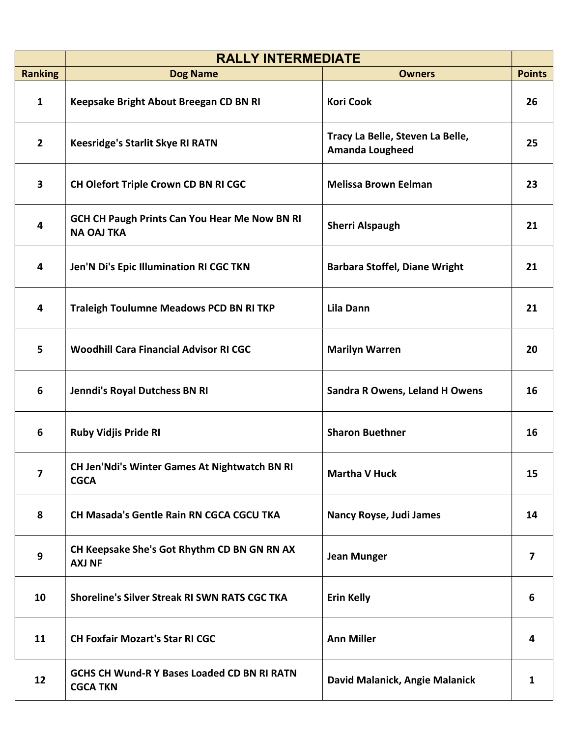| | RALLY INTERMEDIATE | | |
|---|---|---|---|
| **Ranking** | **Dog Name** | **Owners** | **Points** |
| **1** | **Keepsake Bright About Breegan CD BN RI** | **Kori Cook** | **26** |
| **2** | **Keesridge's Starlit Skye RI RATN** | **Tracy La Belle, Steven La Belle, Amanda Lougheed** | **25** |
| **3** | **CH Olefort Triple Crown CD BN RI CGC** | **Melissa Brown Eelman** | **23** |
| **4** | **GCH CH Paugh Prints Can You Hear Me Now BN RI NA OAJ TKA** | **Sherri Alspaugh** | **21** |
| **4** | **Jen'N Di's Epic Illumination RI CGC TKN** | **Barbara Stoffel, Diane Wright** | **21** |
| **4** | **Traleigh Toulumne Meadows PCD BN RI TKP** | **Lila Dann** | **21** |
| **5** | **Woodhill Cara Financial Advisor RI CGC** | **Marilyn Warren** | **20** |
| **6** | **Jenndi's Royal Dutchess BN RI** | **Sandra R Owens, Leland H Owens** | **16** |
| **6** | **Ruby Vidjis Pride RI** | **Sharon Buethner** | **16** |
| **7** | **CH Jen'Ndi's Winter Games At Nightwatch BN RI CGCA** | **Martha V Huck** | **15** |
| **8** | **CH Masada's Gentle Rain RN CGCA CGCU TKA** | **Nancy Royse, Judi James** | **14** |
| **9** | **CH Keepsake She's Got Rhythm CD BN GN RN AX AXJ NF** | **Jean Munger** | **7** |
| **10** | **Shoreline's Silver Streak RI SWN RATS CGC TKA** | **Erin Kelly** | **6** |
| **11** | **CH Foxfair Mozart's Star RI CGC** | **Ann Miller** | **4** |
| **12** | **GCHS CH Wund-R Y Bases Loaded CD BN RI RATN CGCA TKN** | **David Malanick, Angie Malanick** | **1** |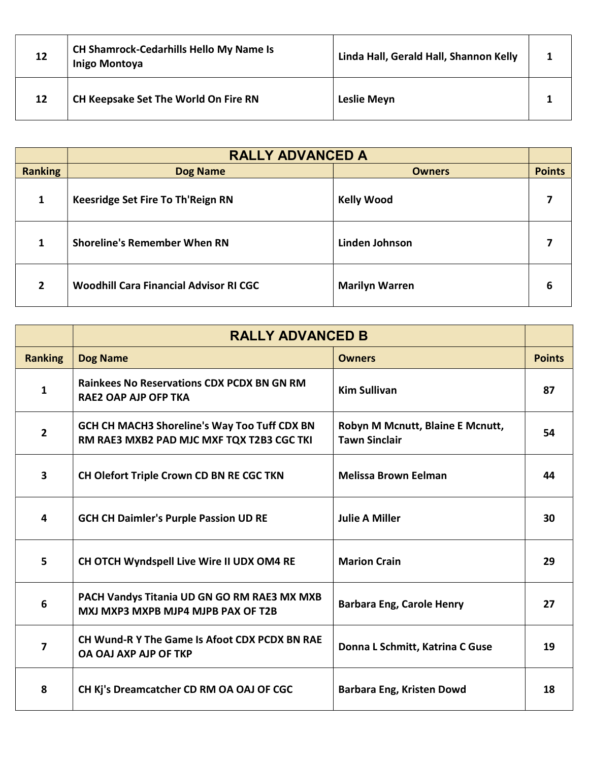| | | | |
|---|---|---|---|
| 12 | CH Shamrock-Cedarhills Hello My Name Is Inigo Montoya | Linda Hall, Gerald Hall, Shannon Kelly | 1 |
| 12 | CH Keepsake Set The World On Fire RN | Leslie Meyn | 1 |

| | RALLY ADVANCED A | | |
|---|---|---|---|
| **Ranking** | **Dog Name** | **Owners** | **Points** |
| 1 | Keesridge Set Fire To Th'Reign RN | Kelly Wood | 7 |
| 1 | Shoreline's Remember When RN | Linden Johnson | 7 |
| 2 | Woodhill Cara Financial Advisor RI CGC | Marilyn Warren | 6 |

| | RALLY ADVANCED B | | |
|---|---|---|---|
| **Ranking** | **Dog Name** | **Owners** | **Points** |
| 1 | Rainkees No Reservations CDX PCDX BN GN RM RAE2 OAP AJP OFP TKA | Kim Sullivan | 87 |
| 2 | GCH CH MACH3 Shoreline's Way Too Tuff CDX BN RM RAE3 MXB2 PAD MJC MXF TQX T2B3 CGC TKI | Robyn M Mcnutt, Blaine E Mcnutt, Tawn Sinclair | 54 |
| 3 | CH Olefort Triple Crown CD BN RE CGC TKN | Melissa Brown Eelman | 44 |
| 4 | GCH CH Daimler's Purple Passion UD RE | Julie A Miller | 30 |
| 5 | CH OTCH Wyndspell Live Wire II UDX OM4 RE | Marion Crain | 29 |
| 6 | PACH Vandys Titania UD GN GO RM RAE3 MX MXB MXJ MXP3 MXPB MJP4 MJPB PAX OF T2B | Barbara Eng, Carole Henry | 27 |
| 7 | CH Wund-R Y The Game Is Afoot CDX PCDX BN RAE OA OAJ AXP AJP OF TKP | Donna L Schmitt, Katrina C Guse | 19 |
| 8 | CH Kj's Dreamcatcher CD RM OA OAJ OF CGC | Barbara Eng, Kristen Dowd | 18 |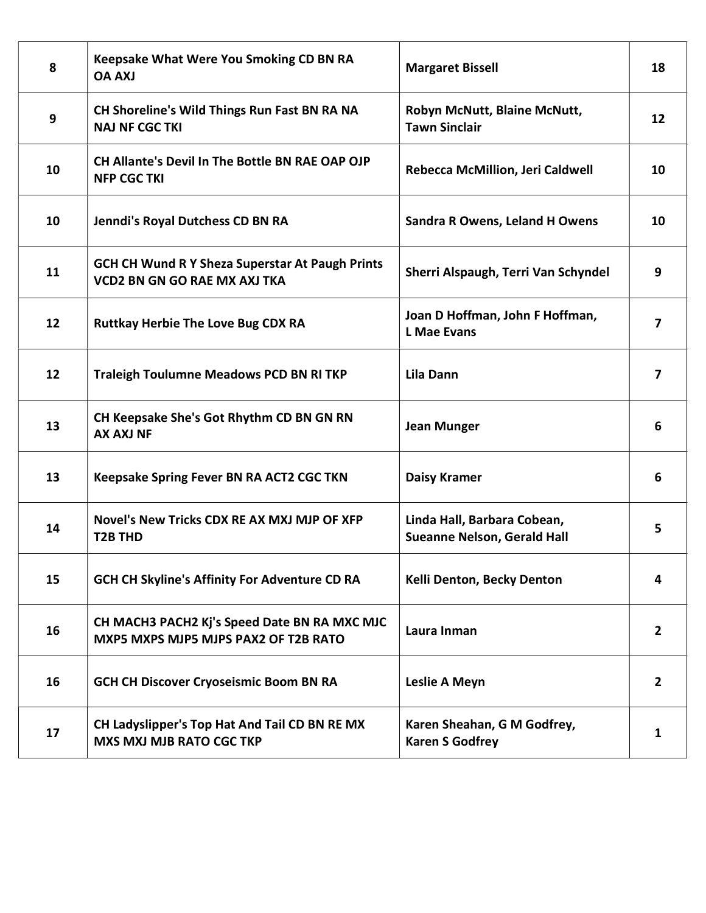| | | | |
|---|---|---|---|
| 8 | Keepsake What Were You Smoking CD BN RA OA AXJ | Margaret Bissell | 18 |
| 9 | CH Shoreline's Wild Things Run Fast BN RA NA NAJ NF CGC TKI | Robyn McNutt, Blaine McNutt, Tawn Sinclair | 12 |
| 10 | CH Allante's Devil In The Bottle BN RAE OAP OJP NFP CGC TKI | Rebecca McMillion, Jeri Caldwell | 10 |
| 10 | Jenndi's Royal Dutchess CD BN RA | Sandra R Owens, Leland H Owens | 10 |
| 11 | GCH CH Wund R Y Sheza Superstar At Paugh Prints VCD2 BN GN GO RAE MX AXJ TKA | Sherri Alspaugh, Terri Van Schyndel | 9 |
| 12 | Ruttkay Herbie The Love Bug CDX RA | Joan D Hoffman, John F Hoffman, L Mae Evans | 7 |
| 12 | Traleigh Toulumne Meadows PCD BN RI TKP | Lila Dann | 7 |
| 13 | CH Keepsake She's Got Rhythm CD BN GN RN AX AXJ NF | Jean Munger | 6 |
| 13 | Keepsake Spring Fever BN RA ACT2 CGC TKN | Daisy Kramer | 6 |
| 14 | Novel's New Tricks CDX RE AX MXJ MJP OF XFP T2B THD | Linda Hall, Barbara Cobean, Sueanne Nelson, Gerald Hall | 5 |
| 15 | GCH CH Skyline's Affinity For Adventure CD RA | Kelli Denton, Becky Denton | 4 |
| 16 | CH MACH3 PACH2 Kj's Speed Date BN RA MXC MJC MXP5 MXPS MJP5 MJPS PAX2 OF T2B RATO | Laura Inman | 2 |
| 16 | GCH CH Discover Cryoseismic Boom BN RA | Leslie A Meyn | 2 |
| 17 | CH Ladyslipper's Top Hat And Tail CD BN RE MX MXS MXJ MJB RATO CGC TKP | Karen Sheahan, G M Godfrey, Karen S Godfrey | 1 |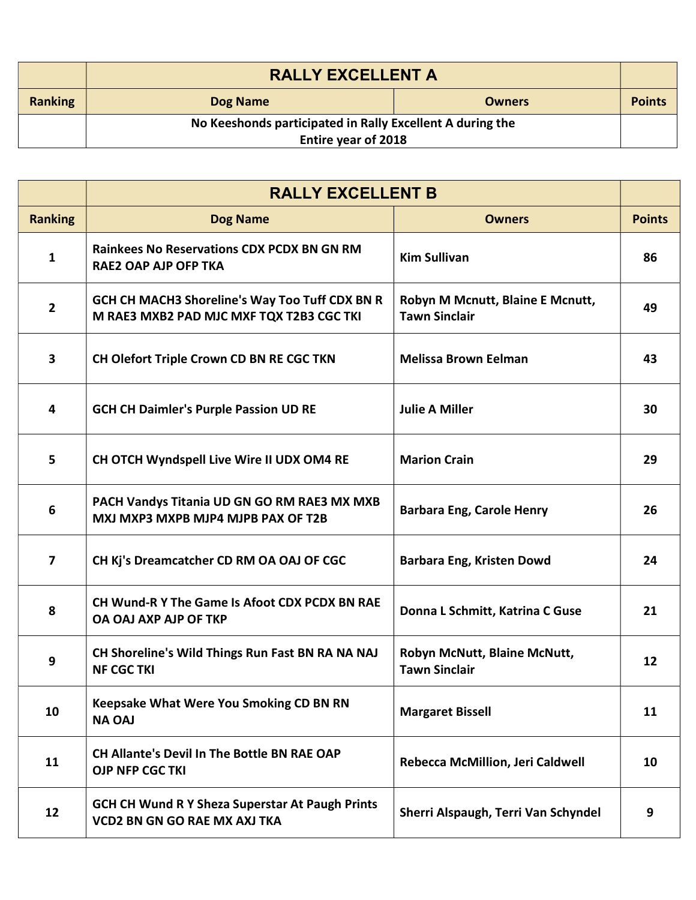| | RALLY EXCELLENT A | | |
|---|---|---|---|
| **Ranking** | **Dog Name** | **Owners** | **Points** |
| | No Keeshonds participated in Rally Excellent A during the Entire year of 2018 | | |

| | RALLY EXCELLENT B | | |
|---|---|---|---|
| **Ranking** | **Dog Name** | **Owners** | **Points** |
| 1 | Rainkees No Reservations CDX PCDX BN GN RM RAE2 OAP AJP OFP TKA | Kim Sullivan | 86 |
| 2 | GCH CH MACH3 Shoreline's Way Too Tuff CDX BN R M RAE3 MXB2 PAD MJC MXF TQX T2B3 CGC TKI | Robyn M Mcnutt, Blaine E Mcnutt, Tawn Sinclair | 49 |
| 3 | CH Olefort Triple Crown CD BN RE CGC TKN | Melissa Brown Eelman | 43 |
| 4 | GCH CH Daimler's Purple Passion UD RE | Julie A Miller | 30 |
| 5 | CH OTCH Wyndspell Live Wire II UDX OM4 RE | Marion Crain | 29 |
| 6 | PACH Vandys Titania UD GN GO RM RAE3 MX MXB MXJ MXP3 MXPB MJP4 MJPB PAX OF T2B | Barbara Eng, Carole Henry | 26 |
| 7 | CH Kj's Dreamcatcher CD RM OA OAJ OF CGC | Barbara Eng, Kristen Dowd | 24 |
| 8 | CH Wund-R Y The Game Is Afoot CDX PCDX BN RAE OA OAJ AXP AJP OF TKP | Donna L Schmitt, Katrina C Guse | 21 |
| 9 | CH Shoreline's Wild Things Run Fast BN RA NA NAJ NF CGC TKI | Robyn McNutt, Blaine McNutt, Tawn Sinclair | 12 |
| 10 | Keepsake What Were You Smoking CD BN RN NA OAJ | Margaret Bissell | 11 |
| 11 | CH Allante's Devil In The Bottle BN RAE OAP OJP NFP CGC TKI | Rebecca McMillion, Jeri Caldwell | 10 |
| 12 | GCH CH Wund R Y Sheza Superstar At Paugh Prints VCD2 BN GN GO RAE MX AXJ TKA | Sherri Alspaugh, Terri Van Schyndel | 9 |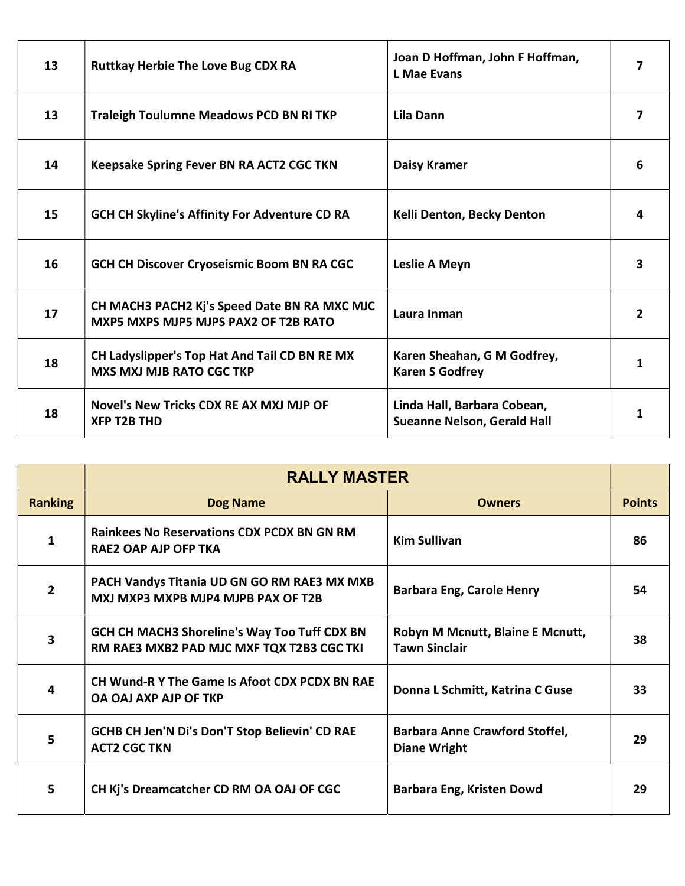| | | | |
|---|---|---|---|
| 13 | Ruttkay Herbie The Love Bug CDX RA | Joan D Hoffman, John F Hoffman, L Mae Evans | 7 |
| 13 | Traleigh Toulumne Meadows PCD BN RI TKP | Lila Dann | 7 |
| 14 | Keepsake Spring Fever BN RA ACT2 CGC TKN | Daisy Kramer | 6 |
| 15 | GCH CH Skyline's Affinity For Adventure CD RA | Kelli Denton, Becky Denton | 4 |
| 16 | GCH CH Discover Cryoseismic Boom BN RA CGC | Leslie A Meyn | 3 |
| 17 | CH MACH3 PACH2 Kj's Speed Date BN RA MXC MJC MXP5 MXPS MJP5 MJPS PAX2 OF T2B RATO | Laura Inman | 2 |
| 18 | CH Ladyslipper's Top Hat And Tail CD BN RE MX MXS MXJ MJB RATO CGC TKP | Karen Sheahan, G M Godfrey, Karen S Godfrey | 1 |
| 18 | Novel's New Tricks CDX RE AX MXJ MJP OF XFP T2B THD | Linda Hall, Barbara Cobean, Sueanne Nelson, Gerald Hall | 1 |

| | RALLY MASTER | | |
|---|---|---|---|
| **Ranking** | **Dog Name** | **Owners** | **Points** |
| 1 | Rainkees No Reservations CDX PCDX BN GN RM RAE2 OAP AJP OFP TKA | Kim Sullivan | 86 |
| 2 | PACH Vandys Titania UD GN GO RM RAE3 MX MXB MXJ MXP3 MXPB MJP4 MJPB PAX OF T2B | Barbara Eng, Carole Henry | 54 |
| 3 | GCH CH MACH3 Shoreline's Way Too Tuff CDX BN RM RAE3 MXB2 PAD MJC MXF TQX T2B3 CGC TKI | Robyn M Mcnutt, Blaine E Mcnutt, Tawn Sinclair | 38 |
| 4 | CH Wund-R Y The Game Is Afoot CDX PCDX BN RAE OA OAJ AXP AJP OF TKP | Donna L Schmitt, Katrina C Guse | 33 |
| 5 | GCHB CH Jen'N Di's Don'T Stop Believin' CD RAE ACT2 CGC TKN | Barbara Anne Crawford Stoffel, Diane Wright | 29 |
| 5 | CH Kj's Dreamcatcher CD RM OA OAJ OF CGC | Barbara Eng, Kristen Dowd | 29 |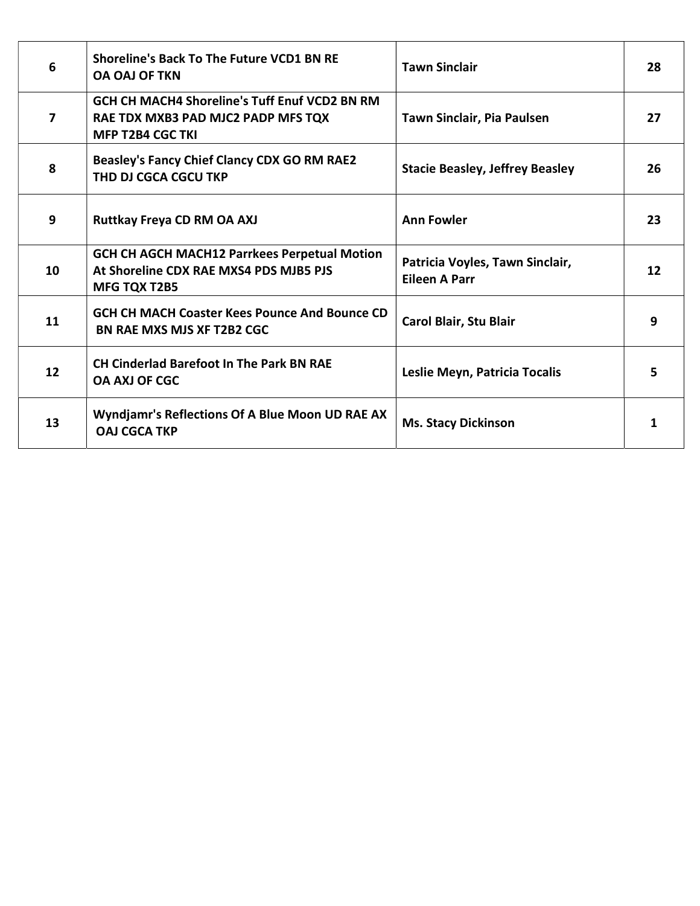| | | | |
|---|---|---|---|
| 6 | **Shoreline's Back To The Future VCD1 BN RE OA OAJ OF TKN** | **Tawn Sinclair** | **28** |
| 7 | **GCH CH MACH4 Shoreline's Tuff Enuf VCD2 BN RM RAE TDX MXB3 PAD MJC2 PADP MFS TQX MFP T2B4 CGC TKI** | **Tawn Sinclair, Pia Paulsen** | **27** |
| 8 | **Beasley's Fancy Chief Clancy CDX GO RM RAE2 THD DJ CGCA CGCU TKP** | **Stacie Beasley, Jeffrey Beasley** | **26** |
| 9 | **Ruttkay Freya CD RM OA AXJ** | **Ann Fowler** | **23** |
| 10 | **GCH CH AGCH MACH12 Parrkees Perpetual Motion At Shoreline CDX RAE MXS4 PDS MJB5 PJS MFG TQX T2B5** | **Patricia Voyles, Tawn Sinclair, Eileen A Parr** | **12** |
| 11 | **GCH CH MACH Coaster Kees Pounce And Bounce CD BN RAE MXS MJS XF T2B2 CGC** | **Carol Blair, Stu Blair** | **9** |
| 12 | **CH Cinderlad Barefoot In The Park BN RAE OA AXJ OF CGC** | **Leslie Meyn, Patricia Tocalis** | **5** |
| 13 | **Wyndjamr's Reflections Of A Blue Moon UD RAE AX OAJ CGCA TKP** | **Ms. Stacy Dickinson** | **1** |